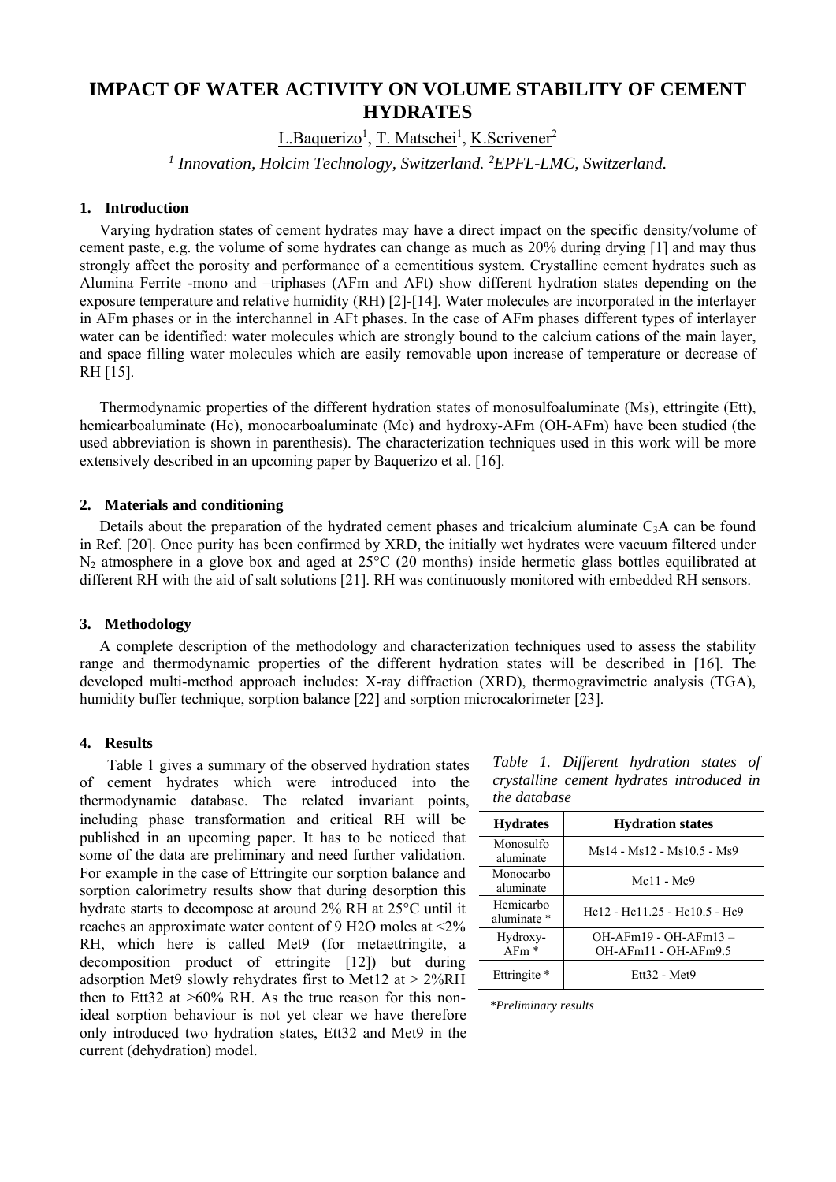# IMPACT OF WATER ACTIVITY ON VOLUME STABILITY OF CEMENT HYDRATES

L.Baquerizo[1], T. Matschei[1], K.Scrivener[2]

*[1] Innovation, Holcim Technology, Switzerland. [2]EPFL-LMC, Switzerland.*

## 1. Introduction

Varying hydration states of cement hydrates may have a direct impact on the specific density/volume of cement paste, e.g. the volume of some hydrates can change as much as 20% during drying [1] and may thus strongly affect the porosity and performance of a cementitious system. Crystalline cement hydrates such as Alumina Ferrite -mono and –triphases (AFm and AFt) show different hydration states depending on the exposure temperature and relative humidity (RH) [2]-[14]. Water molecules are incorporated in the interlayer in AFm phases or in the interchannel in AFt phases. In the case of AFm phases different types of interlayer water can be identified: water molecules which are strongly bound to the calcium cations of the main layer, and space filling water molecules which are easily removable upon increase of temperature or decrease of RH [15].

Thermodynamic properties of the different hydration states of monosulfoaluminate (Ms), ettringite (Ett), hemicarboaluminate (Hc), monocarboaluminate (Mc) and hydroxy-AFm (OH-AFm) have been studied (the used abbreviation is shown in parenthesis). The characterization techniques used in this work will be more extensively described in an upcoming paper by Baquerizo et al. [16].

## 2. Materials and conditioning

Details about the preparation of the hydrated cement phases and tricalcium aluminate $C_3A$ can be found in Ref. [20]. Once purity has been confirmed by XRD, the initially wet hydrates were vacuum filtered under $N_2$ atmosphere in a glove box and aged at 25°C (20 months) inside hermetic glass bottles equilibrated at different RH with the aid of salt solutions [21]. RH was continuously monitored with embedded RH sensors.

## 3. Methodology

A complete description of the methodology and characterization techniques used to assess the stability range and thermodynamic properties of the different hydration states will be described in [16]. The developed multi-method approach includes: X-ray diffraction (XRD), thermogravimetric analysis (TGA), humidity buffer technique, sorption balance [22] and sorption microcalorimeter [23].

## 4. Results

Table 1 gives a summary of the observed hydration states of cement hydrates which were introduced into the thermodynamic database. The related invariant points, including phase transformation and critical RH will be published in an upcoming paper. It has to be noticed that some of the data are preliminary and need further validation. For example in the case of Ettringite our sorption balance and sorption calorimetry results show that during desorption this hydrate starts to decompose at around 2% RH at 25°C until it reaches an approximate water content of 9 H2O moles at <2% RH, which here is called Met9 (for metaettringite, a decomposition product of ettringite [12]) but during adsorption Met9 slowly rehydrates first to Met12 at > 2%RH then to Ett32 at >60% RH. As the true reason for this non-ideal sorption behaviour is not yet clear we have therefore only introduced two hydration states, Ett32 and Met9 in the current (dehydration) model.

*Table 1. Different hydration states of crystalline cement hydrates introduced in the database*

| Hydrates | Hydration states |
|---|---|
| Monosulfo aluminate | Ms14 - Ms12 - Ms10.5 - Ms9 |
| Monocarbo aluminate | Mc11 - Mc9 |
| Hemicarbo aluminate * | Hc12 - Hc11.25 - Hc10.5 - Hc9 |
| Hydroxy-AFm * | OH-AFm19 - OH-AFm13 – OH-AFm11 - OH-AFm9.5 |
| Ettringite * | Ett32 - Met9 |

*\*Preliminary results*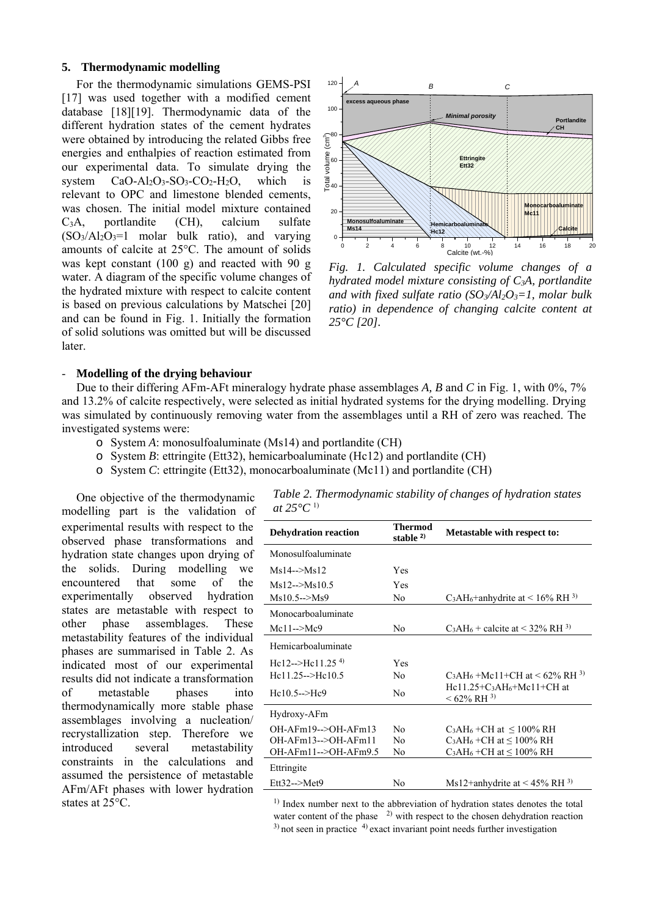## 5. Thermodynamic modelling

For the thermodynamic simulations GEMS-PSI [17] was used together with a modified cement database [18][19]. Thermodynamic data of the different hydration states of the cement hydrates were obtained by introducing the related Gibbs free energies and enthalpies of reaction estimated from our experimental data. To simulate drying the system $CaO$-$Al_2O_3$-$SO_3$-$CO_2$-$H_2O$, which is relevant to OPC and limestone blended cements, was chosen. The initial model mixture contained $C_3A$, portlandite (CH), calcium sulfate ($SO_3/Al_2O_3$=1 molar bulk ratio), and varying amounts of calcite at 25°C. The amount of solids was kept constant (100 g) and reacted with 90 g water. A diagram of the specific volume changes of the hydrated mixture with respect to calcite content is based on previous calculations by Matschei [20] and can be found in Fig. 1. Initially the formation of solid solutions was omitted but will be discussed later.

*Fig. 1. Calculated specific volume changes of a hydrated model mixture consisting of $C_3A$, portlandite and with fixed sulfate ratio ($SO_3/Al_2O_3$=1, molar bulk ratio) in dependence of changing calcite content at 25°C [20].*

- **Modelling of the drying behaviour**

Due to their differing AFm-AFt mineralogy hydrate phase assemblages *A, B* and *C* in Fig. 1, with 0%, 7% and 13.2% of calcite respectively, were selected as initial hydrated systems for the drying modelling. Drying was simulated by continuously removing water from the assemblages until a RH of zero was reached. The investigated systems were:

- System *A*: monosulfoaluminate (Ms14) and portlandite (CH)
- System *B*: ettringite (Ett32), hemicarboaluminate (Hc12) and portlandite (CH)
- System *C*: ettringite (Ett32), monocarboaluminate (Mc11) and portlandite (CH)

One objective of the thermodynamic modelling part is the validation of experimental results with respect to the observed phase transformations and hydration state changes upon drying of the solids. During modelling we encountered that some of the experimentally observed hydration states are metastable with respect to other phase assemblages. These metastability features of the individual phases are summarised in Table 2. As indicated most of our experimental results did not indicate a transformation of metastable phases into thermodynamically more stable phase assemblages involving a nucleation/ recrystallization step. Therefore we introduced several metastability constraints in the calculations and assumed the persistence of metastable AFm/AFt phases with lower hydration states at 25°C.

*Table 2. Thermodynamic stability of changes of hydration states at 25°C [1)]*

| Dehydration reaction | Thermod stable [2)] | Metastable with respect to: |
|---|---|---|
| Monosulfoaluminate | | |
| Ms14-->Ms12 | Yes | |
| Ms12-->Ms10.5 | Yes | |
| Ms10.5-->Ms9 | No | $C_3AH_6$+anhydrite at < 16% RH [3)] |
| Monocarboaluminate | | |
| Mc11-->Mc9 | No | $C_3AH_6$ + calcite at < 32% RH [3)] |
| Hemicarboaluminate | | |
| Hc12-->Hc11.25 [4)] | Yes | |
| Hc11.25-->Hc10.5 | No | $C_3AH_6$ +Mc11+CH at < 62% RH [3)] |
| Hc10.5-->Hc9 | No | Hc11.25+$C_3AH_6$+Mc11+CH at < 62% RH [3)] |
| Hydroxy-AFm | | |
| OH-AFm19-->OH-AFm13 | No | $C_3AH_6$ +CH at ≤ 100% RH |
| OH-AFm13-->OH-AFm11 | No | $C_3AH_6$+CH at ≤ 100% RH |
| OH-AFm11-->OH-AFm9.5 | No | $C_3AH_6$ +CH at ≤ 100% RH |
| Ettringite | | |
| Ett32-->Met9 | No | Ms12+anhydrite at < 45% RH [3)] |

[1)] Index number next to the abbreviation of hydration states denotes the total water content of the phase [2)] with respect to the chosen dehydration reaction [3)] not seen in practice [4)] exact invariant point needs further investigation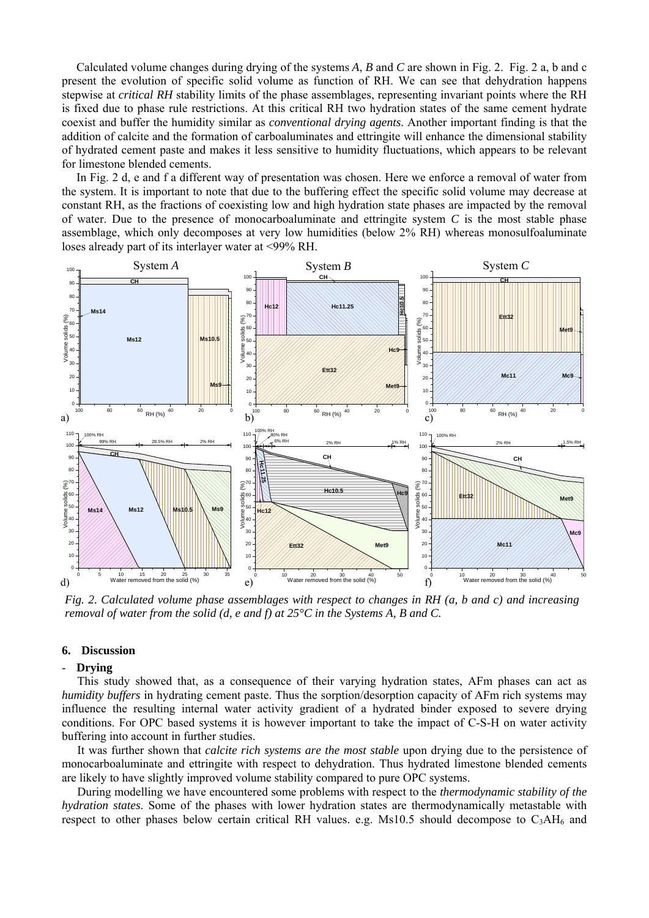Calculated volume changes during drying of the systems *A*, *B* and *C* are shown in Fig. 2. Fig. 2 a, b and c present the evolution of specific solid volume as function of RH. We can see that dehydration happens stepwise at *critical RH* stability limits of the phase assemblages, representing invariant points where the RH is fixed due to phase rule restrictions. At this critical RH two hydration states of the same cement hydrate coexist and buffer the humidity similar as *conventional drying agents*. Another important finding is that the addition of calcite and the formation of carboaluminates and ettringite will enhance the dimensional stability of hydrated cement paste and makes it less sensitive to humidity fluctuations, which appears to be relevant for limestone blended cements.

In Fig. 2 d, e and f a different way of presentation was chosen. Here we enforce a removal of water from the system. It is important to note that due to the buffering effect the specific solid volume may decrease at constant RH, as the fractions of coexisting low and high hydration state phases are impacted by the removal of water. Due to the presence of monocarboaluminate and ettringite system *C* is the most stable phase assemblage, which only decomposes at very low humidities (below 2% RH) whereas monosulfoaluminate loses already part of its interlayer water at <99% RH.

*Fig. 2. Calculated volume phase assemblages with respect to changes in RH (a, b and c) and increasing removal of water from the solid (d, e and f) at 25°C in the Systems A, B and C.*

## 6. Discussion

### - Drying

This study showed that, as a consequence of their varying hydration states, AFm phases can act as *humidity buffers* in hydrating cement paste. Thus the sorption/desorption capacity of AFm rich systems may influence the resulting internal water activity gradient of a hydrated binder exposed to severe drying conditions. For OPC based systems it is however important to take the impact of C-S-H on water activity buffering into account in further studies.

It was further shown that *calcite rich systems are the most stable* upon drying due to the persistence of monocarboaluminate and ettringite with respect to dehydration. Thus hydrated limestone blended cements are likely to have slightly improved volume stability compared to pure OPC systems.

During modelling we have encountered some problems with respect to the *thermodynamic stability of the hydration states*. Some of the phases with lower hydration states are thermodynamically metastable with respect to other phases below certain critical RH values. e.g. Ms10.5 should decompose to $C_3AH_6$ and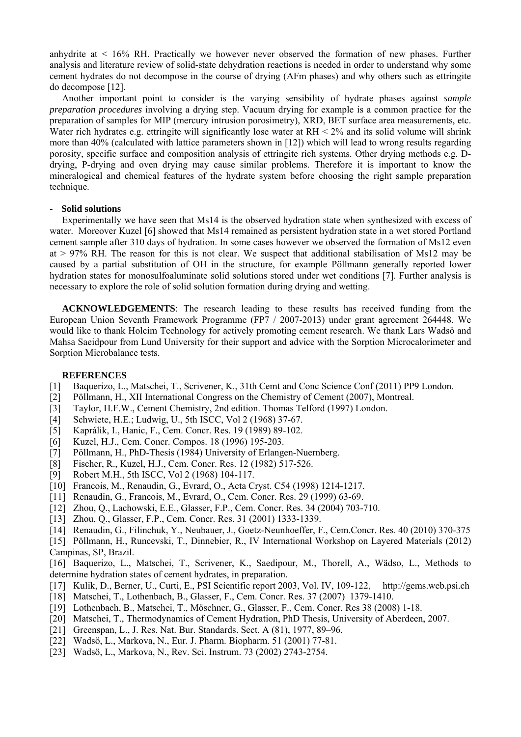anhydrite at < 16% RH. Practically we however never observed the formation of new phases. Further analysis and literature review of solid-state dehydration reactions is needed in order to understand why some cement hydrates do not decompose in the course of drying (AFm phases) and why others such as ettringite do decompose [12].

Another important point to consider is the varying sensibility of hydrate phases against *sample preparation procedures* involving a drying step. Vacuum drying for example is a common practice for the preparation of samples for MIP (mercury intrusion porosimetry), XRD, BET surface area measurements, etc. Water rich hydrates e.g. ettringite will significantly lose water at RH < 2% and its solid volume will shrink more than 40% (calculated with lattice parameters shown in [12]) which will lead to wrong results regarding porosity, specific surface and composition analysis of ettringite rich systems. Other drying methods e.g. D-drying, P-drying and oven drying may cause similar problems. Therefore it is important to know the mineralogical and chemical features of the hydrate system before choosing the right sample preparation technique.

- **Solid solutions**

Experimentally we have seen that Ms14 is the observed hydration state when synthesized with excess of water. Moreover Kuzel [6] showed that Ms14 remained as persistent hydration state in a wet stored Portland cement sample after 310 days of hydration. In some cases however we observed the formation of Ms12 even at > 97% RH. The reason for this is not clear. We suspect that additional stabilisation of Ms12 may be caused by a partial substitution of OH in the structure, for example Pöllmann generally reported lower hydration states for monosulfoaluminate solid solutions stored under wet conditions [7]. Further analysis is necessary to explore the role of solid solution formation during drying and wetting.

**ACKNOWLEDGEMENTS**: The research leading to these results has received funding from the European Union Seventh Framework Programme (FP7 / 2007-2013) under grant agreement 264448. We would like to thank Holcim Technology for actively promoting cement research. We thank Lars Wadsö and Mahsa Saeidpour from Lund University for their support and advice with the Sorption Microcalorimeter and Sorption Microbalance tests.

**REFERENCES**

[1] Baquerizo, L., Matschei, T., Scrivener, K., 31th Cemt and Conc Science Conf (2011) PP9 London.
[2] Pöllmann, H., XII International Congress on the Chemistry of Cement (2007), Montreal.
[3] Taylor, H.F.W., Cement Chemistry, 2nd edition. Thomas Telford (1997) London.
[4] Schwiete, H.E.; Ludwig, U., 5th ISCC, Vol 2 (1968) 37-67.
[5] Kaprálik, I., Hanic, F., Cem. Concr. Res. 19 (1989) 89-102.
[6] Kuzel, H.J., Cem. Concr. Compos. 18 (1996) 195-203.
[7] Pöllmann, H., PhD-Thesis (1984) University of Erlangen-Nuernberg.
[8] Fischer, R., Kuzel, H.J., Cem. Concr. Res. 12 (1982) 517-526.
[9] Robert M.H., 5th ISCC, Vol 2 (1968) 104-117.
[10] Francois, M., Renaudin, G., Evrard, O., Acta Cryst. C54 (1998) 1214-1217.
[11] Renaudin, G., Francois, M., Evrard, O., Cem. Concr. Res. 29 (1999) 63-69.
[12] Zhou, Q., Lachowski, E.E., Glasser, F.P., Cem. Concr. Res. 34 (2004) 703-710.
[13] Zhou, Q., Glasser, F.P., Cem. Concr. Res. 31 (2001) 1333-1339.
[14] Renaudin, G., Filinchuk, Y., Neubauer, J., Goetz-Neunhoeffer, F., Cem.Concr. Res. 40 (2010) 370-375
[15] Pöllmann, H., Runcevski, T., Dinnebier, R., IV International Workshop on Layered Materials (2012) Campinas, SP, Brazil.
[16] Baquerizo, L., Matschei, T., Scrivener, K., Saedipour, M., Thorell, A., Wädso, L., Methods to determine hydration states of cement hydrates, in preparation.
[17] Kulik, D., Berner, U., Curti, E., PSI Scientific report 2003, Vol. IV, 109-122, http://gems.web.psi.ch
[18] Matschei, T., Lothenbach, B., Glasser, F., Cem. Concr. Res. 37 (2007) 1379-1410.
[19] Lothenbach, B., Matschei, T., Möschner, G., Glasser, F., Cem. Concr. Res 38 (2008) 1-18.
[20] Matschei, T., Thermodynamics of Cement Hydration, PhD Thesis, University of Aberdeen, 2007.
[21] Greenspan, L., J. Res. Nat. Bur. Standards. Sect. A (81), 1977, 89–96.
[22] Wadsö, L., Markova, N., Eur. J. Pharm. Biopharm. 51 (2001) 77-81.
[23] Wadsö, L., Markova, N., Rev. Sci. Instrum. 73 (2002) 2743-2754.